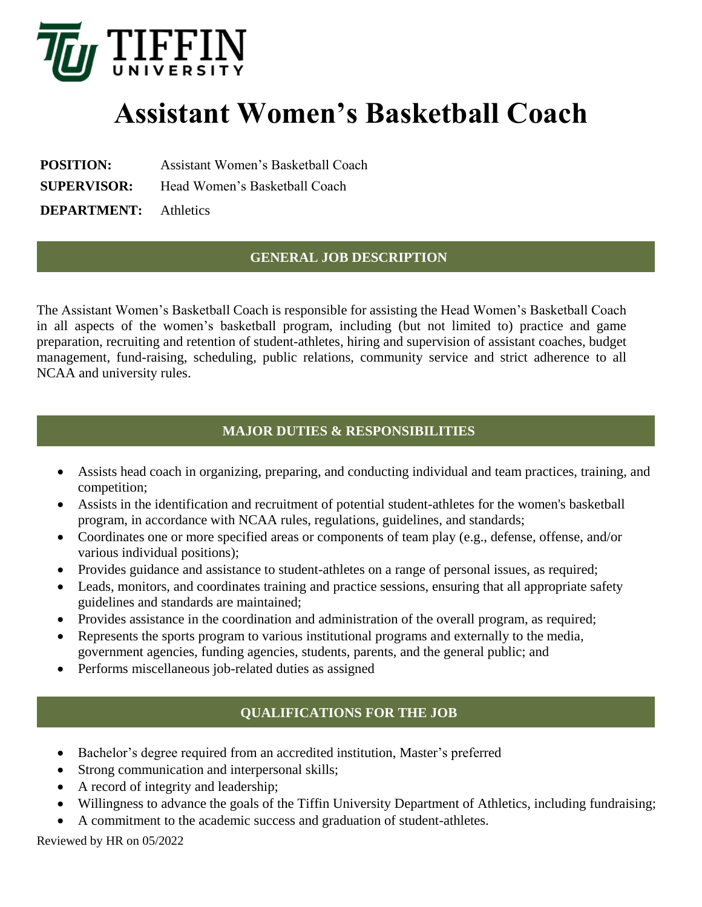TIFFIN UNIVERSITY

# Assistant Women's Basketball Coach

**POSITION:** Assistant Women's Basketball Coach

**SUPERVISOR:** Head Women's Basketball Coach

**DEPARTMENT:** Athletics

## GENERAL JOB DESCRIPTION

The Assistant Women's Basketball Coach is responsible for assisting the Head Women's Basketball Coach in all aspects of the women's basketball program, including (but not limited to) practice and game preparation, recruiting and retention of student-athletes, hiring and supervision of assistant coaches, budget management, fund-raising, scheduling, public relations, community service and strict adherence to all NCAA and university rules.

## MAJOR DUTIES & RESPONSIBILITIES

- Assists head coach in organizing, preparing, and conducting individual and team practices, training, and competition;
- Assists in the identification and recruitment of potential student-athletes for the women's basketball program, in accordance with NCAA rules, regulations, guidelines, and standards;
- Coordinates one or more specified areas or components of team play (e.g., defense, offense, and/or various individual positions);
- Provides guidance and assistance to student-athletes on a range of personal issues, as required;
- Leads, monitors, and coordinates training and practice sessions, ensuring that all appropriate safety guidelines and standards are maintained;
- Provides assistance in the coordination and administration of the overall program, as required;
- Represents the sports program to various institutional programs and externally to the media, government agencies, funding agencies, students, parents, and the general public; and
- Performs miscellaneous job-related duties as assigned

## QUALIFICATIONS FOR THE JOB

- Bachelor's degree required from an accredited institution, Master's preferred
- Strong communication and interpersonal skills;
- A record of integrity and leadership;
- Willingness to advance the goals of the Tiffin University Department of Athletics, including fundraising;
- A commitment to the academic success and graduation of student-athletes.

Reviewed by HR on 05/2022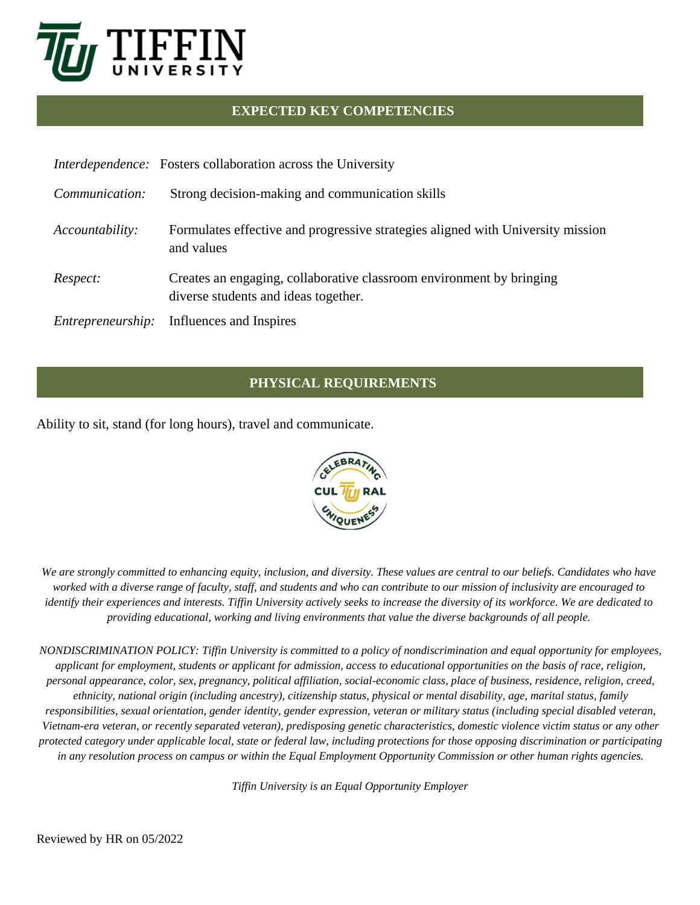## EXPECTED KEY COMPETENCIES

| | |
|---|---|
| *Interdependence:* | Fosters collaboration across the University |
| *Communication:* | Strong decision-making and communication skills |
| *Accountability:* | Formulates effective and progressive strategies aligned with University mission and values |
| *Respect:* | Creates an engaging, collaborative classroom environment by bringing diverse students and ideas together. |
| *Entrepreneurship:* | Influences and Inspires |

## PHYSICAL REQUIREMENTS

Ability to sit, stand (for long hours), travel and communicate.

*We are strongly committed to enhancing equity, inclusion, and diversity. These values are central to our beliefs. Candidates who have worked with a diverse range of faculty, staff, and students and who can contribute to our mission of inclusivity are encouraged to identify their experiences and interests. Tiffin University actively seeks to increase the diversity of its workforce. We are dedicated to providing educational, working and living environments that value the diverse backgrounds of all people.*

*NONDISCRIMINATION POLICY: Tiffin University is committed to a policy of nondiscrimination and equal opportunity for employees, applicant for employment, students or applicant for admission, access to educational opportunities on the basis of race, religion, personal appearance, color, sex, pregnancy, political affiliation, social-economic class, place of business, residence, religion, creed, ethnicity, national origin (including ancestry), citizenship status, physical or mental disability, age, marital status, family responsibilities, sexual orientation, gender identity, gender expression, veteran or military status (including special disabled veteran, Vietnam-era veteran, or recently separated veteran), predisposing genetic characteristics, domestic violence victim status or any other protected category under applicable local, state or federal law, including protections for those opposing discrimination or participating in any resolution process on campus or within the Equal Employment Opportunity Commission or other human rights agencies.*

*Tiffin University is an Equal Opportunity Employer*

Reviewed by HR on 05/2022